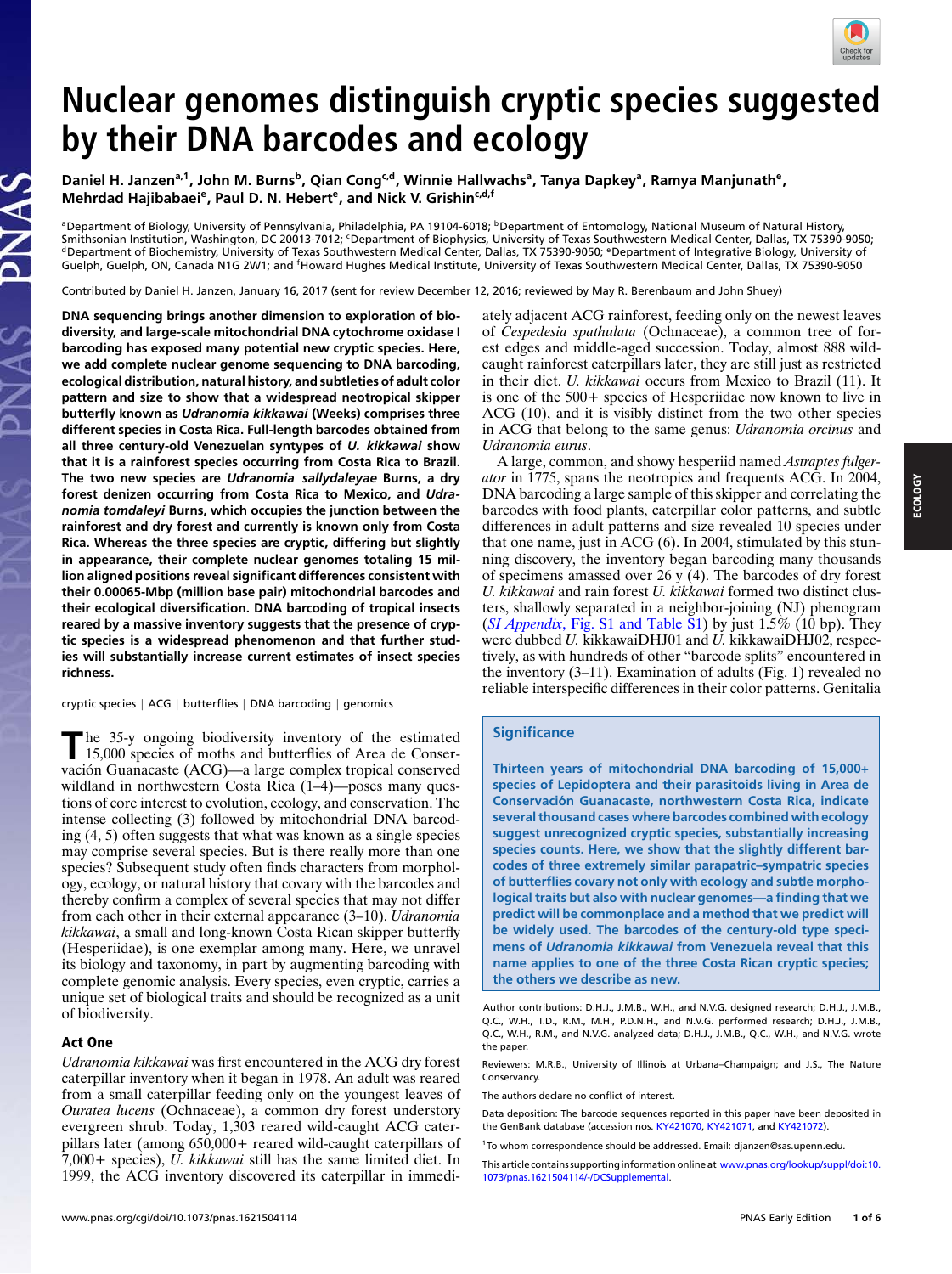# Nuclear genomes distinguish cryptic species suggested by their DNA barcodes and ecology

Daniel H. Janzen[a,1], John M. Burns[b], Qian Cong[c,d], Winnie Hallwachs[a], Tanya Dapkey[a], Ramya Manjunath[e], Mehrdad Hajibabaei[e], Paul D. N. Hebert[e], and Nick V. Grishin[c,d,f]

[a]Department of Biology, University of Pennsylvania, Philadelphia, PA 19104-6018; [b]Department of Entomology, National Museum of Natural History, Smithsonian Institution, Washington, DC 20013-7012; [c]Department of Biophysics, University of Texas Southwestern Medical Center, Dallas, TX 75390-9050; [d]Department of Biochemistry, University of Texas Southwestern Medical Center, Dallas, TX 75390-9050; [e]Department of Integrative Biology, University of Guelph, Guelph, ON, Canada N1G 2W1; and [f]Howard Hughes Medical Institute, University of Texas Southwestern Medical Center, Dallas, TX 75390-9050

Contributed by Daniel H. Janzen, January 16, 2017 (sent for review December 12, 2016; reviewed by May R. Berenbaum and John Shuey)

**DNA sequencing brings another dimension to exploration of biodiversity, and large-scale mitochondrial DNA cytochrome oxidase I barcoding has exposed many potential new cryptic species. Here, we add complete nuclear genome sequencing to DNA barcoding, ecological distribution, natural history, and subtleties of adult color pattern and size to show that a widespread neotropical skipper butterfly known as *Udranomia kikkawai* (Weeks) comprises three different species in Costa Rica. Full-length barcodes obtained from all three century-old Venezuelan syntypes of *U. kikkawai* show that it is a rainforest species occurring from Costa Rica to Brazil. The two new species are *Udranomia sallydaleyae* Burns, a dry forest denizen occurring from Costa Rica to Mexico, and *Udranomia tomdaleyi* Burns, which occupies the junction between the rainforest and dry forest and currently is known only from Costa Rica. Whereas the three species are cryptic, differing but slightly in appearance, their complete nuclear genomes totaling 15 million aligned positions reveal significant differences consistent with their 0.00065-Mbp (million base pair) mitochondrial barcodes and their ecological diversification. DNA barcoding of tropical insects reared by a massive inventory suggests that the presence of cryptic species is a widespread phenomenon and that further studies will substantially increase current estimates of insect species richness.**

cryptic species | ACG | butterflies | DNA barcoding | genomics

The 35-y ongoing biodiversity inventory of the estimated 15,000 species of moths and butterflies of Area de Conservación Guanacaste (ACG)—a large complex tropical conserved wildland in northwestern Costa Rica (1–4)—poses many questions of core interest to evolution, ecology, and conservation. The intense collecting (3) followed by mitochondrial DNA barcoding (4, 5) often suggests that what was known as a single species may comprise several species. But is there really more than one species? Subsequent study often finds characters from morphology, ecology, or natural history that covary with the barcodes and thereby confirm a complex of several species that may not differ from each other in their external appearance (3–10). *Udranomia kikkawai*, a small and long-known Costa Rican skipper butterfly (Hesperiidae), is one exemplar among many. Here, we unravel its biology and taxonomy, in part by augmenting barcoding with complete genomic analysis. Every species, even cryptic, carries a unique set of biological traits and should be recognized as a unit of biodiversity.

## Act One

*Udranomia kikkawai* was first encountered in the ACG dry forest caterpillar inventory when it began in 1978. An adult was reared from a small caterpillar feeding only on the youngest leaves of *Ouratea lucens* (Ochnaceae), a common dry forest understory evergreen shrub. Today, 1,303 reared wild-caught ACG caterpillars later (among 650,000+ reared wild-caught caterpillars of 7,000+ species), *U. kikkawai* still has the same limited diet. In 1999, the ACG inventory discovered its caterpillar in immediately adjacent ACG rainforest, feeding only on the newest leaves of *Cespedesia spathulata* (Ochnaceae), a common tree of forest edges and middle-aged succession. Today, almost 888 wild-caught rainforest caterpillars later, they are still just as restricted in their diet. *U. kikkawai* occurs from Mexico to Brazil (11). It is one of the 500+ species of Hesperiidae now known to live in ACG (10), and it is visibly distinct from the two other species in ACG that belong to the same genus: *Udranomia orcinus* and *Udranomia eurus*.

A large, common, and showy hesperiid named *Astraptes fulgerator* in 1775, spans the neotropics and frequents ACG. In 2004, DNA barcoding a large sample of this skipper and correlating the barcodes with food plants, caterpillar color patterns, and subtle differences in adult patterns and size revealed 10 species under that one name, just in ACG (6). In 2004, stimulated by this stunning discovery, the inventory began barcoding many thousands of specimens amassed over 26 y (4). The barcodes of dry forest *U. kikkawai* and rain forest *U. kikkawai* formed two distinct clusters, shallowly separated in a neighbor-joining (NJ) phenogram (*SI Appendix*, Fig. S1 and Table S1) by just 1.5% (10 bp). They were dubbed *U.* kikkawaiDHJ01 and *U.* kikkawaiDHJ02, respectively, as with hundreds of other "barcode splits" encountered in the inventory (3–11). Examination of adults (Fig. 1) revealed no reliable interspecific differences in their color patterns. Genitalia

## Significance

**Thirteen years of mitochondrial DNA barcoding of 15,000+ species of Lepidoptera and their parasitoids living in Area de Conservación Guanacaste, northwestern Costa Rica, indicate several thousand cases where barcodes combined with ecology suggest unrecognized cryptic species, substantially increasing species counts. Here, we show that the slightly different barcodes of three extremely similar parapatric–sympatric species of butterflies covary not only with ecology and subtle morphological traits but also with nuclear genomes—a finding that we predict will be commonplace and a method that we predict will be widely used. The barcodes of the century-old type specimens of *Udranomia kikkawai* from Venezuela reveal that this name applies to one of the three Costa Rican cryptic species; the others we describe as new.**

Author contributions: D.H.J., J.M.B., W.H., and N.V.G. designed research; D.H.J., J.M.B., Q.C., W.H., T.D., R.M., M.H., P.D.N.H., and N.V.G. performed research; D.H.J., J.M.B., Q.C., W.H., R.M., and N.V.G. analyzed data; D.H.J., J.M.B., Q.C., W.H., and N.V.G. wrote the paper.

Reviewers: M.R.B., University of Illinois at Urbana–Champaign; and J.S., The Nature Conservancy.

The authors declare no conflict of interest.

Data deposition: The barcode sequences reported in this paper have been deposited in the GenBank database (accession nos. KY421070, KY421071, and KY421072).

[1]To whom correspondence should be addressed. Email: djanzen@sas.upenn.edu.

This article contains supporting information online at www.pnas.org/lookup/suppl/doi:10.1073/pnas.1621504114/-/DCSupplemental.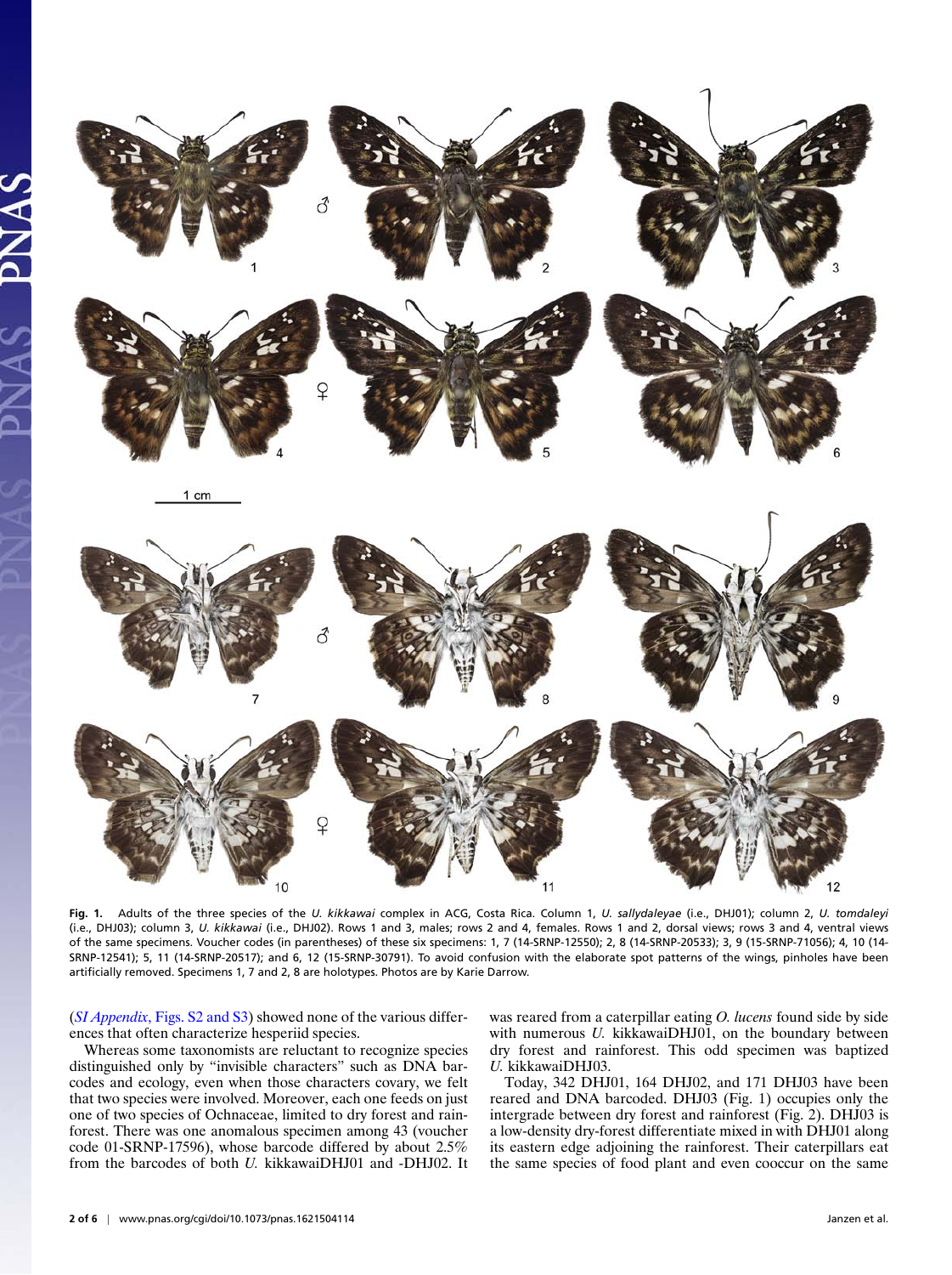**Fig. 1.** Adults of the three species of the *U. kikkawai* complex in ACG, Costa Rica. Column 1, *U. sallydaleyae* (i.e., DHJ01); column 2, *U. tomdaleyi* (i.e., DHJ03); column 3, *U. kikkawai* (i.e., DHJ02). Rows 1 and 3, males; rows 2 and 4, females. Rows 1 and 2, dorsal views; rows 3 and 4, ventral views of the same specimens. Voucher codes (in parentheses) of these six specimens: 1, 7 (14-SRNP-12550); 2, 8 (14-SRNP-20533); 3, 9 (15-SRNP-71056); 4, 10 (14-SRNP-12541); 5, 11 (14-SRNP-20517); and 6, 12 (15-SRNP-30791). To avoid confusion with the elaborate spot patterns of the wings, pinholes have been artificially removed. Specimens 1, 7 and 2, 8 are holotypes. Photos are by Karie Darrow.

(*SI Appendix*, Figs. S2 and S3) showed none of the various differences that often characterize hesperiid species.

Whereas some taxonomists are reluctant to recognize species distinguished only by "invisible characters" such as DNA barcodes and ecology, even when those characters covary, we felt that two species were involved. Moreover, each one feeds on just one of two species of Ochnaceae, limited to dry forest and rainforest. There was one anomalous specimen among 43 (voucher code 01-SRNP-17596), whose barcode differed by about 2.5% from the barcodes of both *U.* kikkawaiDHJ01 and -DHJ02. It was reared from a caterpillar eating *O. lucens* found side by side with numerous *U.* kikkawaiDHJ01, on the boundary between dry forest and rainforest. This odd specimen was baptized *U.* kikkawaiDHJ03.

Today, 342 DHJ01, 164 DHJ02, and 171 DHJ03 have been reared and DNA barcoded. DHJ03 (Fig. 1) occupies only the intergrade between dry forest and rainforest (Fig. 2). DHJ03 is a low-density dry-forest differentiate mixed in with DHJ01 along its eastern edge adjoining the rainforest. Their caterpillars eat the same species of food plant and even cooccur on the same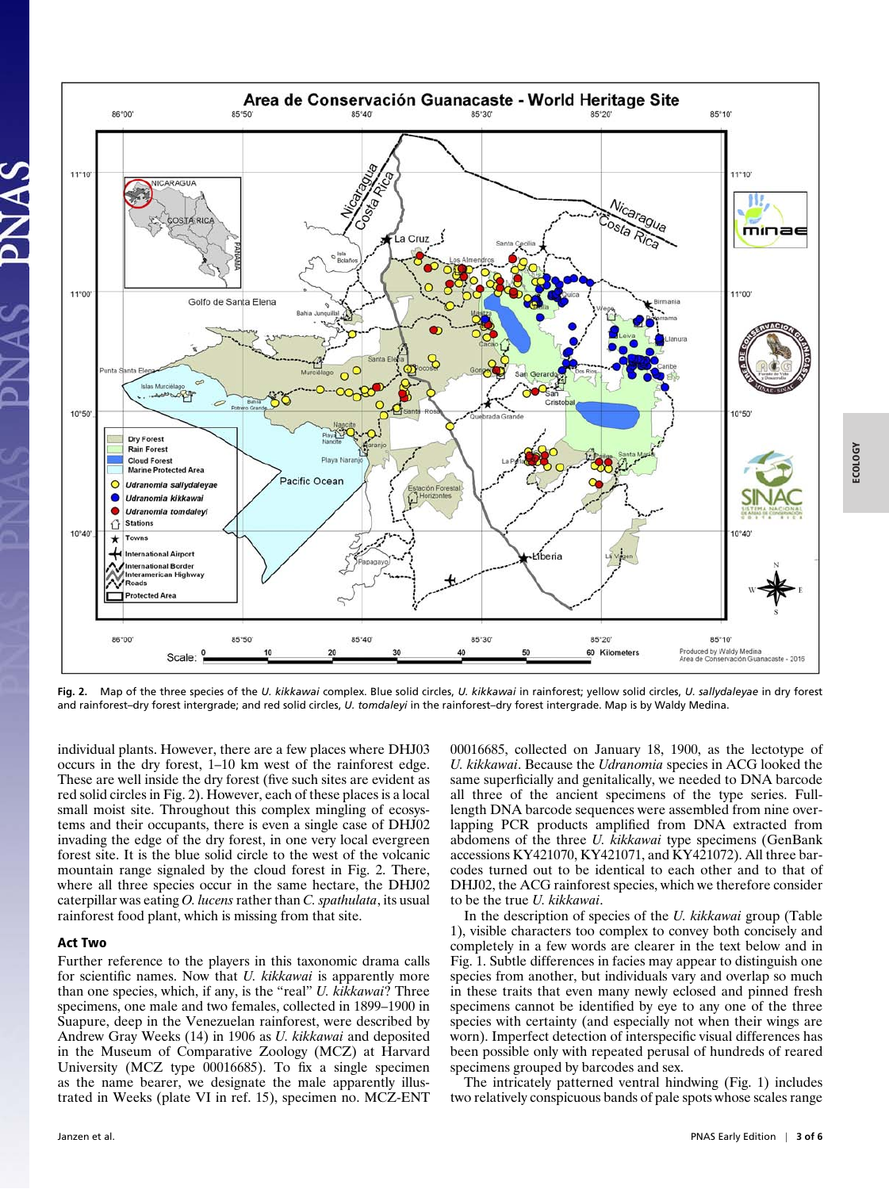Fig. 2. Map of the three species of the *U. kikkawai* complex. Blue solid circles, *U. kikkawai* in rainforest; yellow solid circles, *U. sallydaleyae* in dry forest and rainforest–dry forest intergrade; and red solid circles, *U. tomdaleyi* in the rainforest–dry forest intergrade. Map is by Waldy Medina.

individual plants. However, there are a few places where DHJ03 occurs in the dry forest, 1–10 km west of the rainforest edge. These are well inside the dry forest (five such sites are evident as red solid circles in Fig. 2). However, each of these places is a local small moist site. Throughout this complex mingling of ecosystems and their occupants, there is even a single case of DHJ02 invading the edge of the dry forest, in one very local evergreen forest site. It is the blue solid circle to the west of the volcanic mountain range signaled by the cloud forest in Fig. 2. There, where all three species occur in the same hectare, the DHJ02 caterpillar was eating *O. lucens* rather than *C. spathulata*, its usual rainforest food plant, which is missing from that site.

### Act Two

Further reference to the players in this taxonomic drama calls for scientific names. Now that *U. kikkawai* is apparently more than one species, which, if any, is the "real" *U. kikkawai*? Three specimens, one male and two females, collected in 1899–1900 in Suapure, deep in the Venezuelan rainforest, were described by Andrew Gray Weeks (14) in 1906 as *U. kikkawai* and deposited in the Museum of Comparative Zoology (MCZ) at Harvard University (MCZ type 00016685). To fix a single specimen as the name bearer, we designate the male apparently illustrated in Weeks (plate VI in ref. 15), specimen no. MCZ-ENT 00016685, collected on January 18, 1900, as the lectotype of *U. kikkawai*. Because the *Udranomia* species in ACG looked the same superficially and genitalically, we needed to DNA barcode all three of the ancient specimens of the type series. Full-length DNA barcode sequences were assembled from nine overlapping PCR products amplified from DNA extracted from abdomens of the three *U. kikkawai* type specimens (GenBank accessions KY421070, KY421071, and KY421072). All three barcodes turned out to be identical to each other and to that of DHJ02, the ACG rainforest species, which we therefore consider to be the true *U. kikkawai*.

In the description of species of the *U. kikkawai* group (Table 1), visible characters too complex to convey both concisely and completely in a few words are clearer in the text below and in Fig. 1. Subtle differences in facies may appear to distinguish one species from another, but individuals vary and overlap so much in these traits that even many newly eclosed and pinned fresh specimens cannot be identified by eye to any one of the three species with certainty (and especially not when their wings are worn). Imperfect detection of interspecific visual differences has been possible only with repeated perusal of hundreds of reared specimens grouped by barcodes and sex.

The intricately patterned ventral hindwing (Fig. 1) includes two relatively conspicuous bands of pale spots whose scales range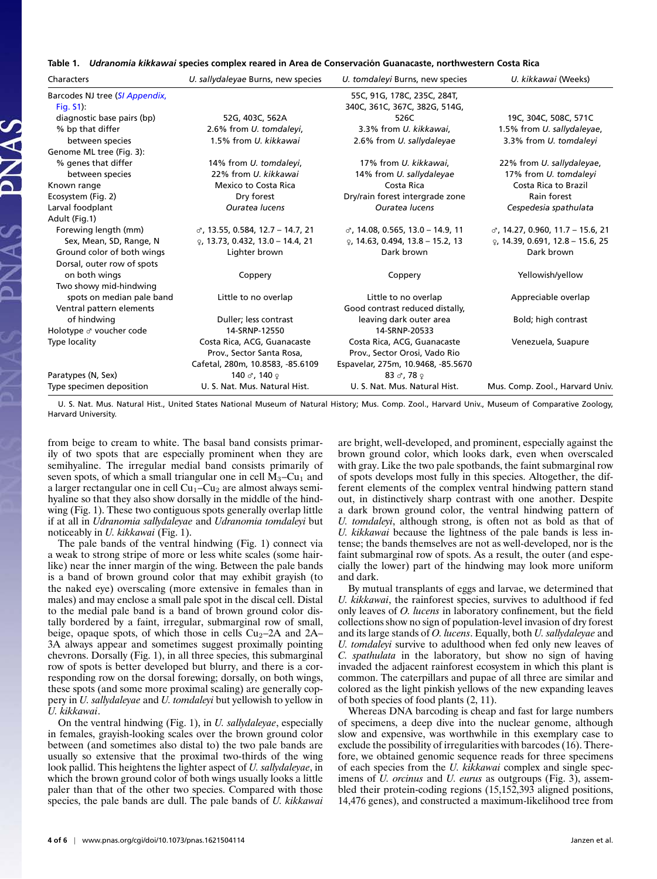**Table 1.** ***Udranomia kikkawai*** **species complex reared in Area de Conservación Guanacaste, northwestern Costa Rica**

| Characters | *U. sallydaleyae* Burns, new species | *U. tomdaleyi* Burns, new species | *U. kikkawai* (Weeks) |
|---|---|---|---|
| Barcodes NJ tree (*SI Appendix*, Fig. S1): | | 55C, 91G, 178C, 235C, 284T, 340C, 361C, 367C, 382G, 514G, | |
| diagnostic base pairs (bp) | 52G, 403C, 562A | 526C | 19C, 304C, 508C, 571C |
| % bp that differ between species | 2.6% from *U. tomdaleyi*, 1.5% from *U. kikkawai* | 3.3% from *U. kikkawai*, 2.6% from *U. sallydaleyae* | 1.5% from *U. sallydaleyae*, 3.3% from *U. tomdaleyi* |
| Genome ML tree (Fig. 3): | | | |
| % genes that differ between species | 14% from *U. tomdaleyi*, 22% from *U. kikkawai* | 17% from *U. kikkawai*, 14% from *U. sallydaleyae* | 22% from *U. sallydaleyae*, 17% from *U. tomdaleyi* |
| Known range | Mexico to Costa Rica | Costa Rica | Costa Rica to Brazil |
| Ecosystem (Fig. 2) | Dry forest | Dry/rain forest intergrade zone | Rain forest |
| Larval foodplant | *Ouratea lucens* | *Ouratea lucens* | *Cespedesia spathulata* |
| Adult (Fig.1) | | | |
| Forewing length (mm) Sex, Mean, SD, Range, N | ♂, 13.55, 0.584, 12.7 – 14.7, 21 ♀, 13.73, 0.432, 13.0 – 14.4, 21 | ♂, 14.08, 0.565, 13.0 – 14.9, 11 ♀, 14.63, 0.494, 13.8 – 15.2, 13 | ♂, 14.27, 0.960, 11.7 – 15.6, 21 ♀, 14.39, 0.691, 12.8 – 15.6, 25 |
| Ground color of both wings | Lighter brown | Dark brown | Dark brown |
| Dorsal, outer row of spots on both wings | Coppery | Coppery | Yellowish/yellow |
| Two showy mid-hindwing spots on median pale band | Little to no overlap | Little to no overlap | Appreciable overlap |
| Ventral pattern elements of hindwing | Duller; less contrast | Good contrast reduced distally, leaving dark outer area | Bold; high contrast |
| Holotype ♂ voucher code | 14-SRNP-12550 | 14-SRNP-20533 | |
| Type locality | Costa Rica, ACG, Guanacaste Prov., Sector Santa Rosa, Cafetal, 280m, 10.8583, -85.6109 | Costa Rica, ACG, Guanacaste Prov., Sector Orosi, Vado Rio Espavelar, 275m, 10.9468, -85.5670 | Venezuela, Suapure |
| Paratypes (N, Sex) | 140 ♂, 140 ♀ | 83 ♂, 78 ♀ | |
| Type specimen deposition | U. S. Nat. Mus. Natural Hist. | U. S. Nat. Mus. Natural Hist. | Mus. Comp. Zool., Harvard Univ. |

U. S. Nat. Mus. Natural Hist., United States National Museum of Natural History; Mus. Comp. Zool., Harvard Univ., Museum of Comparative Zoology, Harvard University.

from beige to cream to white. The basal band consists primarily of two spots that are especially prominent when they are semihyaline. The irregular medial band consists primarily of seven spots, of which a small triangular one in cell $M_3$–$Cu_1$ and a larger rectangular one in cell $Cu_1$–$Cu_2$ are almost always semihyaline so that they also show dorsally in the middle of the hindwing (Fig. 1). These two contiguous spots generally overlap little if at all in *Udranomia sallydaleyae* and *Udranomia tomdaleyi* but noticeably in *U. kikkawai* (Fig. 1).

The pale bands of the ventral hindwing (Fig. 1) connect via a weak to strong stripe of more or less white scales (some hairlike) near the inner margin of the wing. Between the pale bands is a band of brown ground color that may exhibit grayish (to the naked eye) overscaling (more extensive in females than in males) and may enclose a small pale spot in the discal cell. Distal to the medial pale band is a band of brown ground color distally bordered by a faint, irregular, submarginal row of small, beige, opaque spots, of which those in cells $Cu_2$–2A and 2A–3A always appear and sometimes suggest proximally pointing chevrons. Dorsally (Fig. 1), in all three species, this submarginal row of spots is better developed but blurry, and there is a corresponding row on the dorsal forewing; dorsally, on both wings, these spots (and some more proximal scaling) are generally coppery in *U. sallydaleyae* and *U. tomdaleyi* but yellowish to yellow in *U. kikkawai*.

On the ventral hindwing (Fig. 1), in *U. sallydaleyae*, especially in females, grayish-looking scales over the brown ground color between (and sometimes also distal to) the two pale bands are usually so extensive that the proximal two-thirds of the wing look pallid. This heightens the lighter aspect of *U. sallydaleyae*, in which the brown ground color of both wings usually looks a little paler than that of the other two species. Compared with those species, the pale bands are dull. The pale bands of *U. kikkawai* are bright, well-developed, and prominent, especially against the brown ground color, which looks dark, even when overscaled with gray. Like the two pale spotbands, the faint submarginal row of spots develops most fully in this species. Altogether, the different elements of the complex ventral hindwing pattern stand out, in distinctively sharp contrast with one another. Despite a dark brown ground color, the ventral hindwing pattern of *U. tomdaleyi*, although strong, is often not as bold as that of *U. kikkawai* because the lightness of the pale bands is less intense; the bands themselves are not as well-developed, nor is the faint submarginal row of spots. As a result, the outer (and especially the lower) part of the hindwing may look more uniform and dark.

By mutual transplants of eggs and larvae, we determined that *U. kikkawai*, the rainforest species, survives to adulthood if fed only leaves of *O. lucens* in laboratory confinement, but the field collections show no sign of population-level invasion of dry forest and its large stands of *O. lucens*. Equally, both *U. sallydaleyae* and *U. tomdaleyi* survive to adulthood when fed only new leaves of *C. spathulata* in the laboratory, but show no sign of having invaded the adjacent rainforest ecosystem in which this plant is common. The caterpillars and pupae of all three are similar and colored as the light pinkish yellows of the new expanding leaves of both species of food plants (2, 11).

Whereas DNA barcoding is cheap and fast for large numbers of specimens, a deep dive into the nuclear genome, although slow and expensive, was worthwhile in this exemplary case to exclude the possibility of irregularities with barcodes (16). Therefore, we obtained genomic sequence reads for three specimens of each species from the *U. kikkawai* complex and single specimens of *U. orcinus* and *U. eurus* as outgroups (Fig. 3), assembled their protein-coding regions (15,152,393 aligned positions, 14,476 genes), and constructed a maximum-likelihood tree from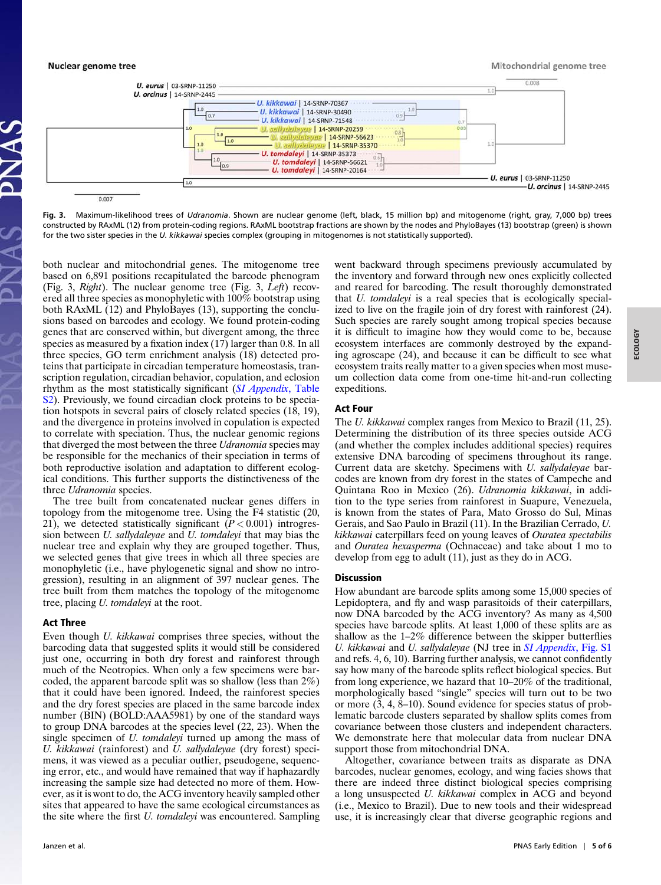**Fig. 3.** Maximum-likelihood trees of *Udranomia*. Shown are nuclear genome (left, black, 15 million bp) and mitogenome (right, gray, 7,000 bp) trees constructed by RAxML (12) from protein-coding regions. RAxML bootstrap fractions are shown by the nodes and PhyloBayes (13) bootstrap (green) is shown for the two sister species in the *U. kikkawai* species complex (grouping in mitogenomes is not statistically supported).

both nuclear and mitochondrial genes. The mitogenome tree based on 6,891 positions recapitulated the barcode phenogram (Fig. 3, *Right*). The nuclear genome tree (Fig. 3, *Left*) recovered all three species as monophyletic with 100% bootstrap using both RAxML (12) and PhyloBayes (13), supporting the conclusions based on barcodes and ecology. We found protein-coding genes that are conserved within, but divergent among, the three species as measured by a fixation index (17) larger than 0.8. In all three species, GO term enrichment analysis (18) detected proteins that participate in circadian temperature homeostasis, transcription regulation, circadian behavior, copulation, and eclosion rhythm as the most statistically significant (*SI Appendix*, Table S2). Previously, we found circadian clock proteins to be speciation hotspots in several pairs of closely related species (18, 19), and the divergence in proteins involved in copulation is expected to correlate with speciation. Thus, the nuclear genomic regions that diverged the most between the three *Udranomia* species may be responsible for the mechanics of their speciation in terms of both reproductive isolation and adaptation to different ecological conditions. This further supports the distinctiveness of the three *Udranomia* species.

The tree built from concatenated nuclear genes differs in topology from the mitogenome tree. Using the F4 statistic (20, 21), we detected statistically significant ($P < 0.001$) introgression between *U. sallydaleyae* and *U. tomdaleyi* that may bias the nuclear tree and explain why they are grouped together. Thus, we selected genes that give trees in which all three species are monophyletic (i.e., have phylogenetic signal and show no introgression), resulting in an alignment of 397 nuclear genes. The tree built from them matches the topology of the mitogenome tree, placing *U. tomdaleyi* at the root.

### Act Three

Even though *U. kikkawai* comprises three species, without the barcoding data that suggested splits it would still be considered just one, occurring in both dry forest and rainforest through much of the Neotropics. When only a few specimens were barcoded, the apparent barcode split was so shallow (less than 2%) that it could have been ignored. Indeed, the rainforest species and the dry forest species are placed in the same barcode index number (BIN) (BOLD:AAA5981) by one of the standard ways to group DNA barcodes at the species level (22, 23). When the single specimen of *U. tomdaleyi* turned up among the mass of *U. kikkawai* (rainforest) and *U. sallydaleyae* (dry forest) specimens, it was viewed as a peculiar outlier, pseudogene, sequencing error, etc., and would have remained that way if haphazardly increasing the sample size had detected no more of them. However, as it is wont to do, the ACG inventory heavily sampled other sites that appeared to have the same ecological circumstances as the site where the first *U. tomdaleyi* was encountered. Sampling went backward through specimens previously accumulated by the inventory and forward through new ones explicitly collected and reared for barcoding. The result thoroughly demonstrated that *U. tomdaleyi* is a real species that is ecologically specialized to live on the fragile join of dry forest with rainforest (24). Such species are rarely sought among tropical species because it is difficult to imagine how they would come to be, because ecosystem interfaces are commonly destroyed by the expanding agroscape (24), and because it can be difficult to see what ecosystem traits really matter to a given species when most museum collection data come from one-time hit-and-run collecting expeditions.

### Act Four

The *U. kikkawai* complex ranges from Mexico to Brazil (11, 25). Determining the distribution of its three species outside ACG (and whether the complex includes additional species) requires extensive DNA barcoding of specimens throughout its range. Current data are sketchy. Specimens with *U. sallydaleyae* barcodes are known from dry forest in the states of Campeche and Quintana Roo in Mexico (26). *Udranomia kikkawai*, in addition to the type series from rainforest in Suapure, Venezuela, is known from the states of Para, Mato Grosso do Sul, Minas Gerais, and Sao Paulo in Brazil (11). In the Brazilian Cerrado, *U. kikkawai* caterpillars feed on young leaves of *Ouratea spectabilis* and *Ouratea hexasperma* (Ochnaceae) and take about 1 mo to develop from egg to adult (11), just as they do in ACG.

## Discussion

How abundant are barcode splits among some 15,000 species of Lepidoptera, and fly and wasp parasitoids of their caterpillars, now DNA barcoded by the ACG inventory? As many as 4,500 species have barcode splits. At least 1,000 of these splits are as shallow as the 1–2% difference between the skipper butterflies *U. kikkawai* and *U. sallydaleyae* (NJ tree in *SI Appendix*, Fig. S1 and refs. 4, 6, 10). Barring further analysis, we cannot confidently say how many of the barcode splits reflect biological species. But from long experience, we hazard that 10–20% of the traditional, morphologically based "single" species will turn out to be two or more (3, 4, 8–10). Sound evidence for species status of problematic barcode clusters separated by shallow splits comes from covariance between those clusters and independent characters. We demonstrate here that molecular data from nuclear DNA support those from mitochondrial DNA.

Altogether, covariance between traits as disparate as DNA barcodes, nuclear genomes, ecology, and wing facies shows that there are indeed three distinct biological species comprising a long unsuspected *U. kikkawai* complex in ACG and beyond (i.e., Mexico to Brazil). Due to new tools and their widespread use, it is increasingly clear that diverse geographic regions and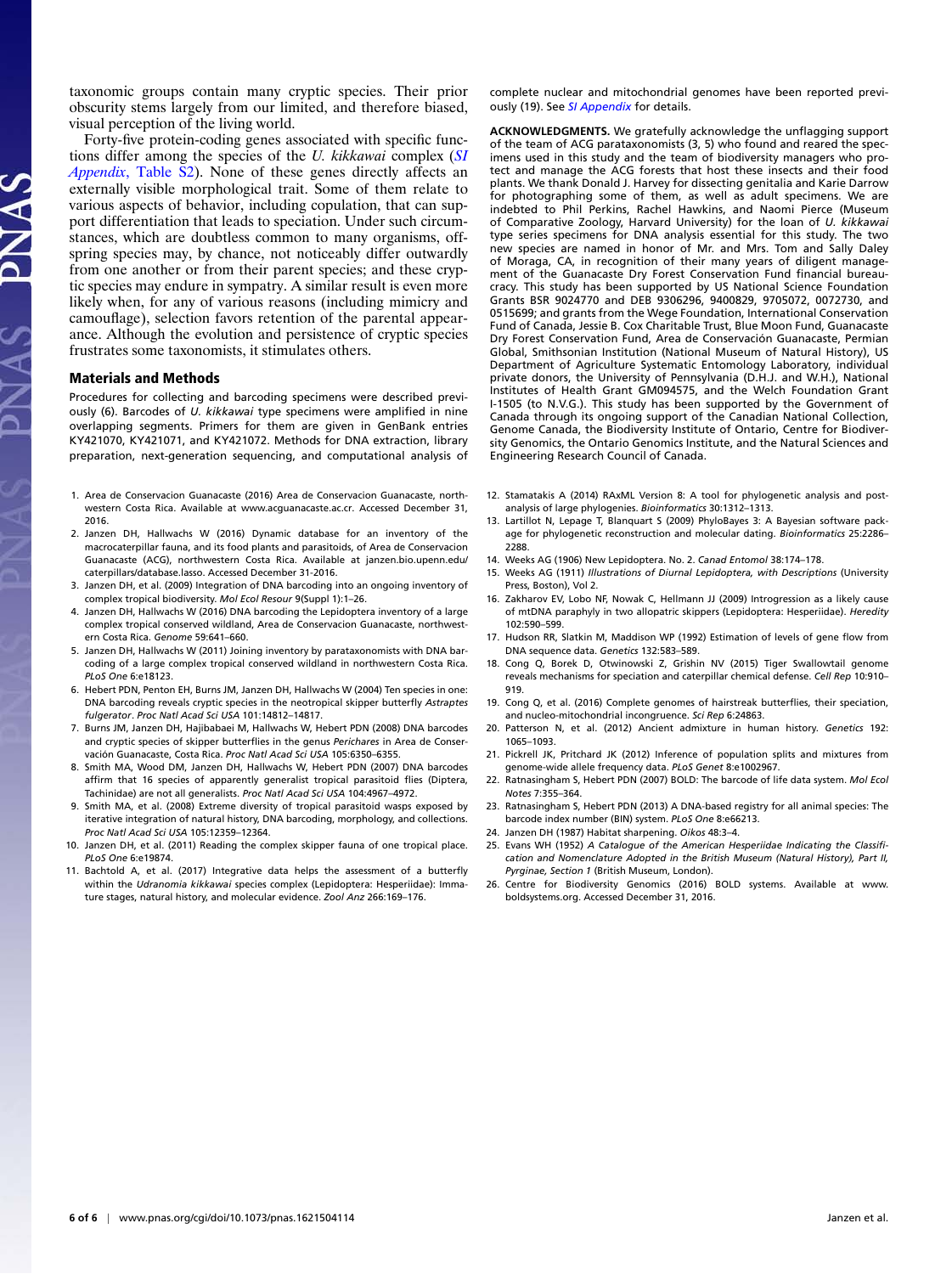taxonomic groups contain many cryptic species. Their prior obscurity stems largely from our limited, and therefore biased, visual perception of the living world.

Forty-five protein-coding genes associated with specific functions differ among the species of the *U. kikkawai* complex (*SI Appendix*, Table S2). None of these genes directly affects an externally visible morphological trait. Some of them relate to various aspects of behavior, including copulation, that can support differentiation that leads to speciation. Under such circumstances, which are doubtless common to many organisms, offspring species may, by chance, not noticeably differ outwardly from one another or from their parent species; and these cryptic species may endure in sympatry. A similar result is even more likely when, for any of various reasons (including mimicry and camouflage), selection favors retention of the parental appearance. Although the evolution and persistence of cryptic species frustrates some taxonomists, it stimulates others.

## Materials and Methods

Procedures for collecting and barcoding specimens were described previously (6). Barcodes of *U. kikkawai* type specimens were amplified in nine overlapping segments. Primers for them are given in GenBank entries KY421070, KY421071, and KY421072. Methods for DNA extraction, library preparation, next-generation sequencing, and computational analysis of complete nuclear and mitochondrial genomes have been reported previously (19). See *SI Appendix* for details.

**ACKNOWLEDGMENTS.** We gratefully acknowledge the unflagging support of the team of ACG parataxonomists (3, 5) who found and reared the specimens used in this study and the team of biodiversity managers who protect and manage the ACG forests that host these insects and their food plants. We thank Donald J. Harvey for dissecting genitalia and Karie Darrow for photographing some of them, as well as adult specimens. We are indebted to Phil Perkins, Rachel Hawkins, and Naomi Pierce (Museum of Comparative Zoology, Harvard University) for the loan of *U. kikkawai* type series specimens for DNA analysis essential for this study. The two new species are named in honor of Mr. and Mrs. Tom and Sally Daley of Moraga, CA, in recognition of their many years of diligent management of the Guanacaste Dry Forest Conservation Fund financial bureaucracy. This study has been supported by US National Science Foundation Grants BSR 9024770 and DEB 9306296, 9400829, 9705072, 0072730, and 0515699; and grants from the Wege Foundation, International Conservation Fund of Canada, Jessie B. Cox Charitable Trust, Blue Moon Fund, Guanacaste Dry Forest Conservation Fund, Area de Conservación Guanacaste, Permian Global, Smithsonian Institution (National Museum of Natural History), US Department of Agriculture Systematic Entomology Laboratory, individual private donors, the University of Pennsylvania (D.H.J. and W.H.), National Institutes of Health Grant GM094575, and the Welch Foundation Grant I-1505 (to N.V.G.). This study has been supported by the Government of Canada through its ongoing support of the Canadian National Collection, Genome Canada, the Biodiversity Institute of Ontario, Centre for Biodiversity Genomics, the Ontario Genomics Institute, and the Natural Sciences and Engineering Research Council of Canada.

1. Area de Conservacion Guanacaste (2016) Area de Conservacion Guanacaste, northwestern Costa Rica. Available at www.acguanacaste.ac.cr. Accessed December 31, 2016.
2. Janzen DH, Hallwachs W (2016) Dynamic database for an inventory of the macrocaterpillar fauna, and its food plants and parasitoids, of Area de Conservacion Guanacaste (ACG), northwestern Costa Rica. Available at janzen.bio.upenn.edu/caterpillars/database.lasso. Accessed December 31-2016.
3. Janzen DH, et al. (2009) Integration of DNA barcoding into an ongoing inventory of complex tropical biodiversity. *Mol Ecol Resour* 9(Suppl 1):1–26.
4. Janzen DH, Hallwachs W (2016) DNA barcoding the Lepidoptera inventory of a large complex tropical conserved wildland, Area de Conservacion Guanacaste, northwestern Costa Rica. *Genome* 59:641–660.
5. Janzen DH, Hallwachs W (2011) Joining inventory by parataxonomists with DNA barcoding of a large complex tropical conserved wildland in northwestern Costa Rica. *PLoS One* 6:e18123.
6. Hebert PDN, Penton EH, Burns JM, Janzen DH, Hallwachs W (2004) Ten species in one: DNA barcoding reveals cryptic species in the neotropical skipper butterfly *Astraptes fulgerator*. *Proc Natl Acad Sci USA* 101:14812–14817.
7. Burns JM, Janzen DH, Hajibabaei M, Hallwachs W, Hebert PDN (2008) DNA barcodes and cryptic species of skipper butterflies in the genus *Perichares* in Area de Conservación Guanacaste, Costa Rica. *Proc Natl Acad Sci USA* 105:6350–6355.
8. Smith MA, Wood DM, Janzen DH, Hallwachs W, Hebert PDN (2007) DNA barcodes affirm that 16 species of apparently generalist tropical parasitoid flies (Diptera, Tachinidae) are not all generalists. *Proc Natl Acad Sci USA* 104:4967–4972.
9. Smith MA, et al. (2008) Extreme diversity of tropical parasitoid wasps exposed by iterative integration of natural history, DNA barcoding, morphology, and collections. *Proc Natl Acad Sci USA* 105:12359–12364.
10. Janzen DH, et al. (2011) Reading the complex skipper fauna of one tropical place. *PLoS One* 6:e19874.
11. Bachtold A, et al. (2017) Integrative data helps the assessment of a butterfly within the *Udranomia kikkawai* species complex (Lepidoptera: Hesperiidae): Immature stages, natural history, and molecular evidence. *Zool Anz* 266:169–176.
12. Stamatakis A (2014) RAxML Version 8: A tool for phylogenetic analysis and post-analysis of large phylogenies. *Bioinformatics* 30:1312–1313.
13. Lartillot N, Lepage T, Blanquart S (2009) PhyloBayes 3: A Bayesian software package for phylogenetic reconstruction and molecular dating. *Bioinformatics* 25:2286–2288.
14. Weeks AG (1906) New Lepidoptera. No. 2. *Canad Entomol* 38:174–178.
15. Weeks AG (1911) *Illustrations of Diurnal Lepidoptera, with Descriptions* (University Press, Boston), Vol 2.
16. Zakharov EV, Lobo NF, Nowak C, Hellmann JJ (2009) Introgression as a likely cause of mtDNA paraphyly in two allopatric skippers (Lepidoptera: Hesperiidae). *Heredity* 102:590–599.
17. Hudson RR, Slatkin M, Maddison WP (1992) Estimation of levels of gene flow from DNA sequence data. *Genetics* 132:583–589.
18. Cong Q, Borek D, Otwinowski Z, Grishin NV (2015) Tiger Swallowtail genome reveals mechanisms for speciation and caterpillar chemical defense. *Cell Rep* 10:910–919.
19. Cong Q, et al. (2016) Complete genomes of hairstreak butterflies, their speciation, and nucleo-mitochondrial incongruence. *Sci Rep* 6:24863.
20. Patterson N, et al. (2012) Ancient admixture in human history. *Genetics* 192:1065–1093.
21. Pickrell JK, Pritchard JK (2012) Inference of population splits and mixtures from genome-wide allele frequency data. *PLoS Genet* 8:e1002967.
22. Ratnasingham S, Hebert PDN (2007) BOLD: The barcode of life data system. *Mol Ecol Notes* 7:355–364.
23. Ratnasingham S, Hebert PDN (2013) A DNA-based registry for all animal species: The barcode index number (BIN) system. *PLoS One* 8:e66213.
24. Janzen DH (1987) Habitat sharpening. *Oikos* 48:3–4.
25. Evans WH (1952) *A Catalogue of the American Hesperiidae Indicating the Classification and Nomenclature Adopted in the British Museum (Natural History), Part II, Pyrginae, Section 1* (British Museum, London).
26. Centre for Biodiversity Genomics (2016) BOLD systems. Available at www.boldsystems.org. Accessed December 31, 2016.